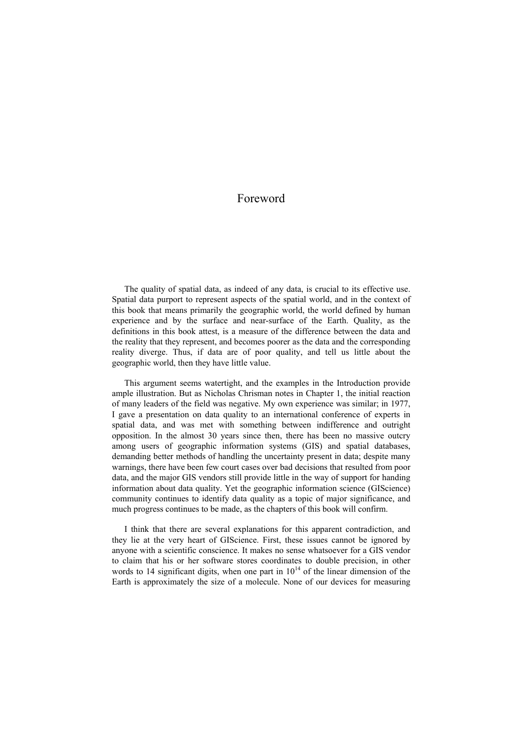# Foreword

The quality of spatial data, as indeed of any data, is crucial to its effective use. Spatial data purport to represent aspects of the spatial world, and in the context of this book that means primarily the geographic world, the world defined by human experience and by the surface and near-surface of the Earth. Quality, as the definitions in this book attest, is a measure of the difference between the data and the reality that they represent, and becomes poorer as the data and the corresponding reality diverge. Thus, if data are of poor quality, and tell us little about the geographic world, then they have little value.

This argument seems watertight, and the examples in the Introduction provide ample illustration. But as Nicholas Chrisman notes in Chapter 1, the initial reaction of many leaders of the field was negative. My own experience was similar; in 1977, I gave a presentation on data quality to an international conference of experts in spatial data, and was met with something between indifference and outright opposition. In the almost 30 years since then, there has been no massive outcry among users of geographic information systems (GIS) and spatial databases, demanding better methods of handling the uncertainty present in data; despite many warnings, there have been few court cases over bad decisions that resulted from poor data, and the major GIS vendors still provide little in the way of support for handing information about data quality. Yet the geographic information science (GIScience) community continues to identify data quality as a topic of major significance, and much progress continues to be made, as the chapters of this book will confirm.

I think that there are several explanations for this apparent contradiction, and they lie at the very heart of GIScience. First, these issues cannot be ignored by anyone with a scientific conscience. It makes no sense whatsoever for a GIS vendor to claim that his or her software stores coordinates to double precision, in other words to 14 significant digits, when one part in $10^{14}$ of the linear dimension of the Earth is approximately the size of a molecule. None of our devices for measuring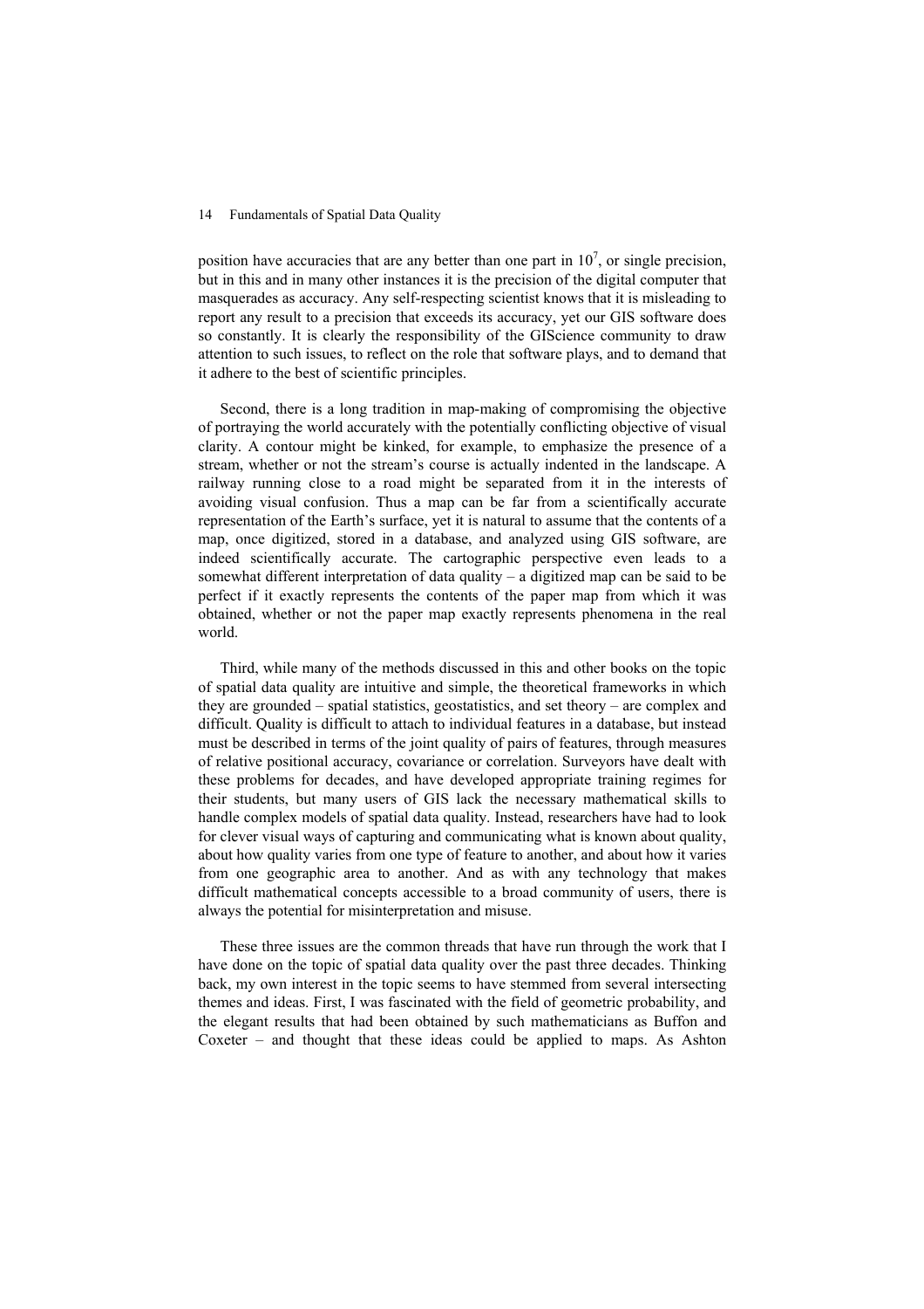position have accuracies that are any better than one part in $10^7$, or single precision, but in this and in many other instances it is the precision of the digital computer that masquerades as accuracy. Any self-respecting scientist knows that it is misleading to report any result to a precision that exceeds its accuracy, yet our GIS software does so constantly. It is clearly the responsibility of the GIScience community to draw attention to such issues, to reflect on the role that software plays, and to demand that it adhere to the best of scientific principles.

Second, there is a long tradition in map-making of compromising the objective of portraying the world accurately with the potentially conflicting objective of visual clarity. A contour might be kinked, for example, to emphasize the presence of a stream, whether or not the stream's course is actually indented in the landscape. A railway running close to a road might be separated from it in the interests of avoiding visual confusion. Thus a map can be far from a scientifically accurate representation of the Earth's surface, yet it is natural to assume that the contents of a map, once digitized, stored in a database, and analyzed using GIS software, are indeed scientifically accurate. The cartographic perspective even leads to a somewhat different interpretation of data quality – a digitized map can be said to be perfect if it exactly represents the contents of the paper map from which it was obtained, whether or not the paper map exactly represents phenomena in the real world.

Third, while many of the methods discussed in this and other books on the topic of spatial data quality are intuitive and simple, the theoretical frameworks in which they are grounded – spatial statistics, geostatistics, and set theory – are complex and difficult. Quality is difficult to attach to individual features in a database, but instead must be described in terms of the joint quality of pairs of features, through measures of relative positional accuracy, covariance or correlation. Surveyors have dealt with these problems for decades, and have developed appropriate training regimes for their students, but many users of GIS lack the necessary mathematical skills to handle complex models of spatial data quality. Instead, researchers have had to look for clever visual ways of capturing and communicating what is known about quality, about how quality varies from one type of feature to another, and about how it varies from one geographic area to another. And as with any technology that makes difficult mathematical concepts accessible to a broad community of users, there is always the potential for misinterpretation and misuse.

These three issues are the common threads that have run through the work that I have done on the topic of spatial data quality over the past three decades. Thinking back, my own interest in the topic seems to have stemmed from several intersecting themes and ideas. First, I was fascinated with the field of geometric probability, and the elegant results that had been obtained by such mathematicians as Buffon and Coxeter – and thought that these ideas could be applied to maps. As Ashton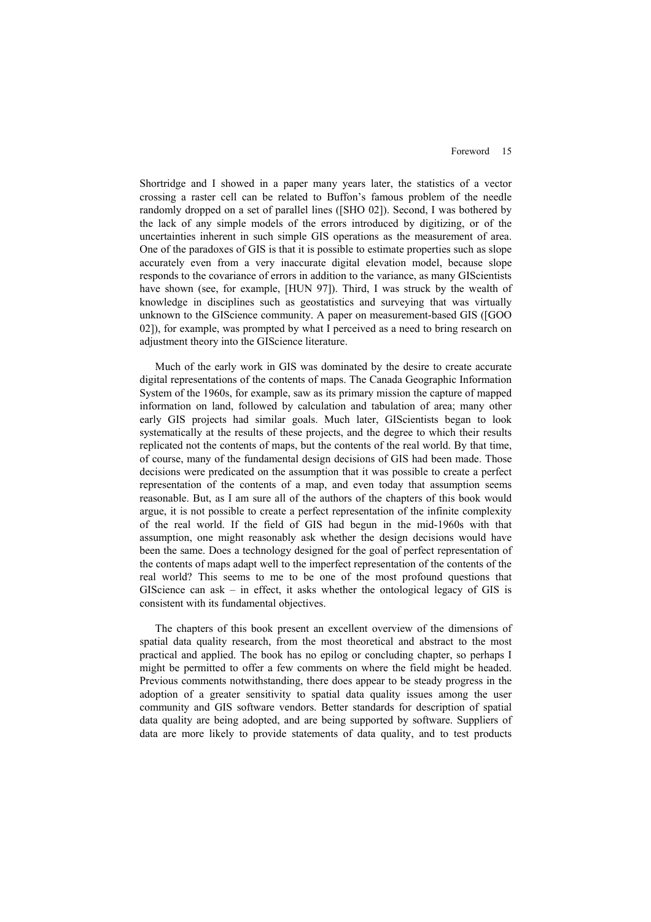Shortridge and I showed in a paper many years later, the statistics of a vector crossing a raster cell can be related to Buffon's famous problem of the needle randomly dropped on a set of parallel lines ([SHO 02]). Second, I was bothered by the lack of any simple models of the errors introduced by digitizing, or of the uncertainties inherent in such simple GIS operations as the measurement of area. One of the paradoxes of GIS is that it is possible to estimate properties such as slope accurately even from a very inaccurate digital elevation model, because slope responds to the covariance of errors in addition to the variance, as many GIScientists have shown (see, for example, [HUN 97]). Third, I was struck by the wealth of knowledge in disciplines such as geostatistics and surveying that was virtually unknown to the GIScience community. A paper on measurement-based GIS ([GOO 02]), for example, was prompted by what I perceived as a need to bring research on adjustment theory into the GIScience literature.

Much of the early work in GIS was dominated by the desire to create accurate digital representations of the contents of maps. The Canada Geographic Information System of the 1960s, for example, saw as its primary mission the capture of mapped information on land, followed by calculation and tabulation of area; many other early GIS projects had similar goals. Much later, GIScientists began to look systematically at the results of these projects, and the degree to which their results replicated not the contents of maps, but the contents of the real world. By that time, of course, many of the fundamental design decisions of GIS had been made. Those decisions were predicated on the assumption that it was possible to create a perfect representation of the contents of a map, and even today that assumption seems reasonable. But, as I am sure all of the authors of the chapters of this book would argue, it is not possible to create a perfect representation of the infinite complexity of the real world. If the field of GIS had begun in the mid-1960s with that assumption, one might reasonably ask whether the design decisions would have been the same. Does a technology designed for the goal of perfect representation of the contents of maps adapt well to the imperfect representation of the contents of the real world? This seems to me to be one of the most profound questions that GIScience can ask – in effect, it asks whether the ontological legacy of GIS is consistent with its fundamental objectives.

The chapters of this book present an excellent overview of the dimensions of spatial data quality research, from the most theoretical and abstract to the most practical and applied. The book has no epilog or concluding chapter, so perhaps I might be permitted to offer a few comments on where the field might be headed. Previous comments notwithstanding, there does appear to be steady progress in the adoption of a greater sensitivity to spatial data quality issues among the user community and GIS software vendors. Better standards for description of spatial data quality are being adopted, and are being supported by software. Suppliers of data are more likely to provide statements of data quality, and to test products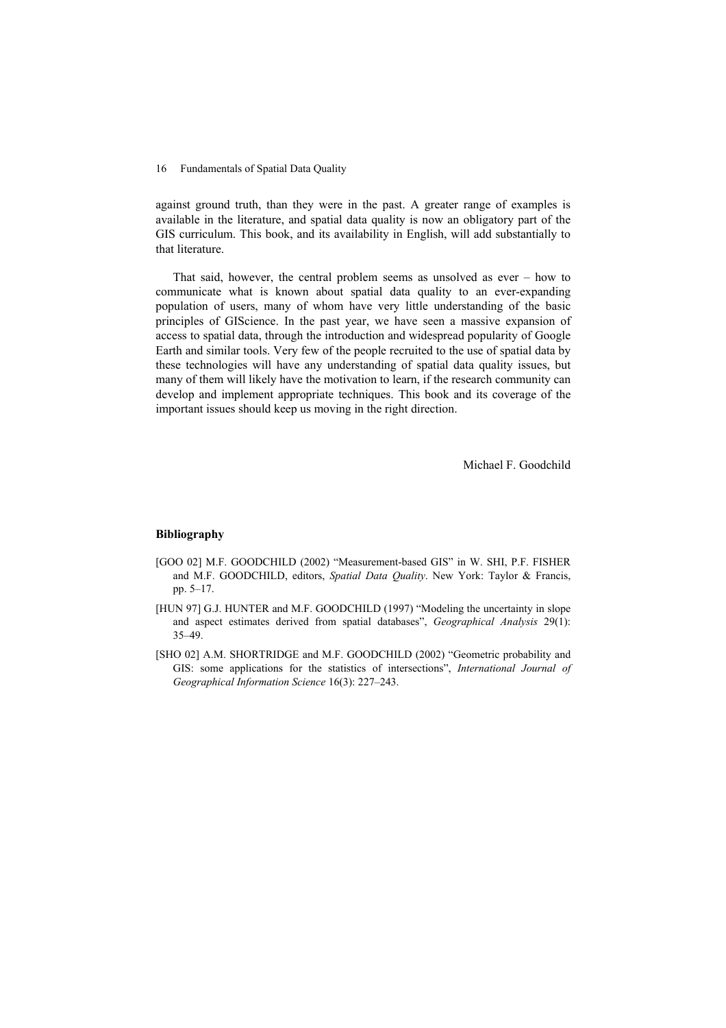against ground truth, than they were in the past. A greater range of examples is available in the literature, and spatial data quality is now an obligatory part of the GIS curriculum. This book, and its availability in English, will add substantially to that literature.

That said, however, the central problem seems as unsolved as ever – how to communicate what is known about spatial data quality to an ever-expanding population of users, many of whom have very little understanding of the basic principles of GIScience. In the past year, we have seen a massive expansion of access to spatial data, through the introduction and widespread popularity of Google Earth and similar tools. Very few of the people recruited to the use of spatial data by these technologies will have any understanding of spatial data quality issues, but many of them will likely have the motivation to learn, if the research community can develop and implement appropriate techniques. This book and its coverage of the important issues should keep us moving in the right direction.

Michael F. Goodchild

**Bibliography**

[GOO 02] M.F. GOODCHILD (2002) "Measurement-based GIS" in W. SHI, P.F. FISHER and M.F. GOODCHILD, editors, *Spatial Data Quality*. New York: Taylor & Francis, pp. 5–17.

[HUN 97] G.J. HUNTER and M.F. GOODCHILD (1997) "Modeling the uncertainty in slope and aspect estimates derived from spatial databases", *Geographical Analysis* 29(1): 35–49.

[SHO 02] A.M. SHORTRIDGE and M.F. GOODCHILD (2002) "Geometric probability and GIS: some applications for the statistics of intersections", *International Journal of Geographical Information Science* 16(3): 227–243.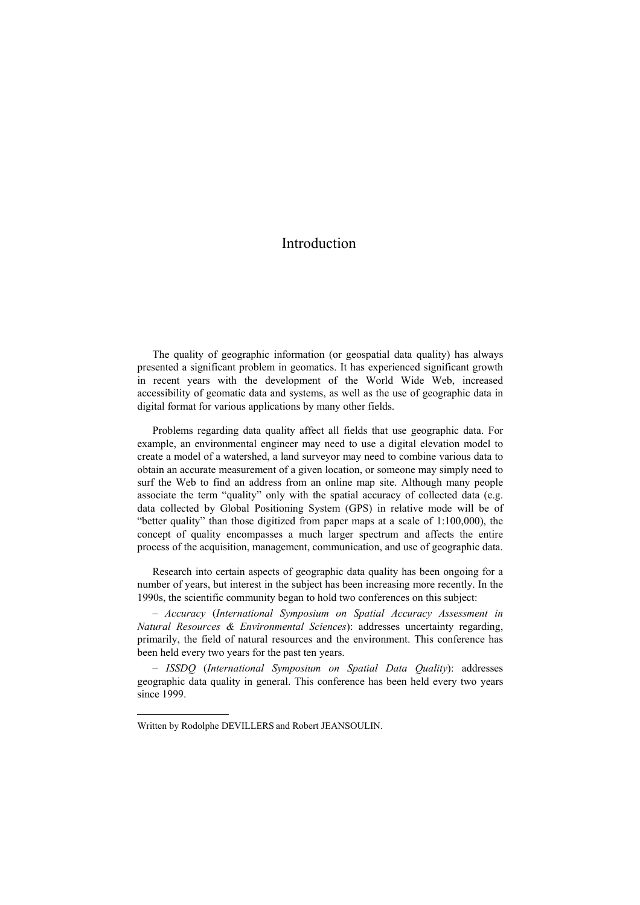# Introduction

The quality of geographic information (or geospatial data quality) has always presented a significant problem in geomatics. It has experienced significant growth in recent years with the development of the World Wide Web, increased accessibility of geomatic data and systems, as well as the use of geographic data in digital format for various applications by many other fields.

Problems regarding data quality affect all fields that use geographic data. For example, an environmental engineer may need to use a digital elevation model to create a model of a watershed, a land surveyor may need to combine various data to obtain an accurate measurement of a given location, or someone may simply need to surf the Web to find an address from an online map site. Although many people associate the term "quality" only with the spatial accuracy of collected data (e.g. data collected by Global Positioning System (GPS) in relative mode will be of "better quality" than those digitized from paper maps at a scale of 1:100,000), the concept of quality encompasses a much larger spectrum and affects the entire process of the acquisition, management, communication, and use of geographic data.

Research into certain aspects of geographic data quality has been ongoing for a number of years, but interest in the subject has been increasing more recently. In the 1990s, the scientific community began to hold two conferences on this subject:

– *Accuracy* (*International Symposium on Spatial Accuracy Assessment in Natural Resources & Environmental Sciences*): addresses uncertainty regarding, primarily, the field of natural resources and the environment. This conference has been held every two years for the past ten years.

– *ISSDQ* (*International Symposium on Spatial Data Quality*): addresses geographic data quality in general. This conference has been held every two years since 1999.

---

Written by Rodolphe DEVILLERS and Robert JEANSOULIN.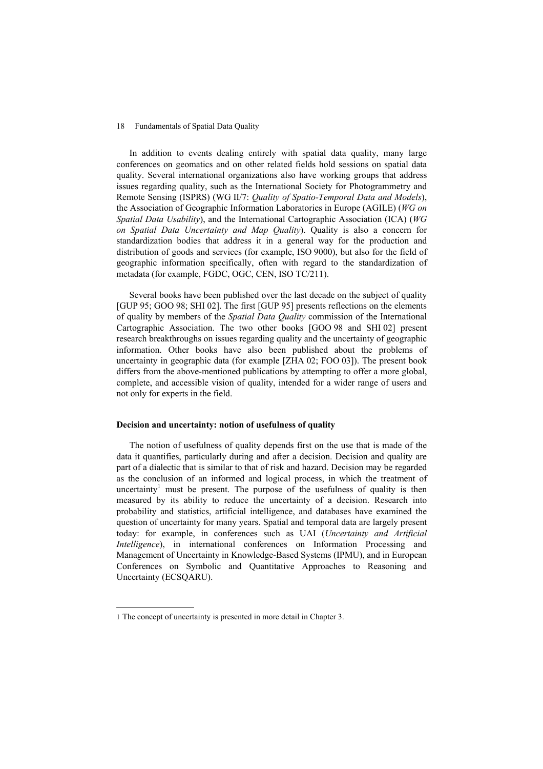In addition to events dealing entirely with spatial data quality, many large conferences on geomatics and on other related fields hold sessions on spatial data quality. Several international organizations also have working groups that address issues regarding quality, such as the International Society for Photogrammetry and Remote Sensing (ISPRS) (WG II/7: *Quality of Spatio-Temporal Data and Models*), the Association of Geographic Information Laboratories in Europe (AGILE) (*WG on Spatial Data Usability*), and the International Cartographic Association (ICA) (*WG on Spatial Data Uncertainty and Map Quality*). Quality is also a concern for standardization bodies that address it in a general way for the production and distribution of goods and services (for example, ISO 9000), but also for the field of geographic information specifically, often with regard to the standardization of metadata (for example, FGDC, OGC, CEN, ISO TC/211).

Several books have been published over the last decade on the subject of quality [GUP 95; GOO 98; SHI 02]. The first [GUP 95] presents reflections on the elements of quality by members of the *Spatial Data Quality* commission of the International Cartographic Association. The two other books [GOO 98 and SHI 02] present research breakthroughs on issues regarding quality and the uncertainty of geographic information. Other books have also been published about the problems of uncertainty in geographic data (for example [ZHA 02; FOO 03]). The present book differs from the above-mentioned publications by attempting to offer a more global, complete, and accessible vision of quality, intended for a wider range of users and not only for experts in the field.

**Decision and uncertainty: notion of usefulness of quality**

The notion of usefulness of quality depends first on the use that is made of the data it quantifies, particularly during and after a decision. Decision and quality are part of a dialectic that is similar to that of risk and hazard. Decision may be regarded as the conclusion of an informed and logical process, in which the treatment of uncertainty[1] must be present. The purpose of the usefulness of quality is then measured by its ability to reduce the uncertainty of a decision. Research into probability and statistics, artificial intelligence, and databases have examined the question of uncertainty for many years. Spatial and temporal data are largely present today: for example, in conferences such as UAI (*Uncertainty and Artificial Intelligence*), in international conferences on Information Processing and Management of Uncertainty in Knowledge-Based Systems (IPMU), and in European Conferences on Symbolic and Quantitative Approaches to Reasoning and Uncertainty (ECSQARU).

---

1 The concept of uncertainty is presented in more detail in Chapter 3.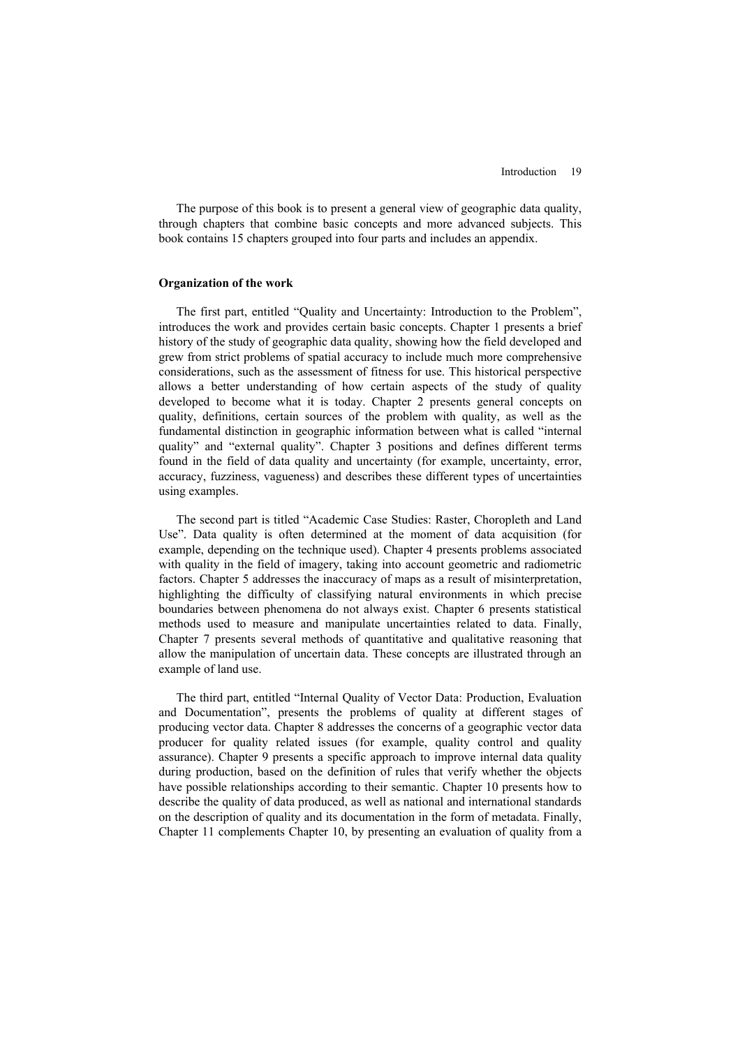The purpose of this book is to present a general view of geographic data quality, through chapters that combine basic concepts and more advanced subjects. This book contains 15 chapters grouped into four parts and includes an appendix.

## Organization of the work

The first part, entitled "Quality and Uncertainty: Introduction to the Problem", introduces the work and provides certain basic concepts. Chapter 1 presents a brief history of the study of geographic data quality, showing how the field developed and grew from strict problems of spatial accuracy to include much more comprehensive considerations, such as the assessment of fitness for use. This historical perspective allows a better understanding of how certain aspects of the study of quality developed to become what it is today. Chapter 2 presents general concepts on quality, definitions, certain sources of the problem with quality, as well as the fundamental distinction in geographic information between what is called "internal quality" and "external quality". Chapter 3 positions and defines different terms found in the field of data quality and uncertainty (for example, uncertainty, error, accuracy, fuzziness, vagueness) and describes these different types of uncertainties using examples.

The second part is titled "Academic Case Studies: Raster, Choropleth and Land Use". Data quality is often determined at the moment of data acquisition (for example, depending on the technique used). Chapter 4 presents problems associated with quality in the field of imagery, taking into account geometric and radiometric factors. Chapter 5 addresses the inaccuracy of maps as a result of misinterpretation, highlighting the difficulty of classifying natural environments in which precise boundaries between phenomena do not always exist. Chapter 6 presents statistical methods used to measure and manipulate uncertainties related to data. Finally, Chapter 7 presents several methods of quantitative and qualitative reasoning that allow the manipulation of uncertain data. These concepts are illustrated through an example of land use.

The third part, entitled "Internal Quality of Vector Data: Production, Evaluation and Documentation", presents the problems of quality at different stages of producing vector data. Chapter 8 addresses the concerns of a geographic vector data producer for quality related issues (for example, quality control and quality assurance). Chapter 9 presents a specific approach to improve internal data quality during production, based on the definition of rules that verify whether the objects have possible relationships according to their semantic. Chapter 10 presents how to describe the quality of data produced, as well as national and international standards on the description of quality and its documentation in the form of metadata. Finally, Chapter 11 complements Chapter 10, by presenting an evaluation of quality from a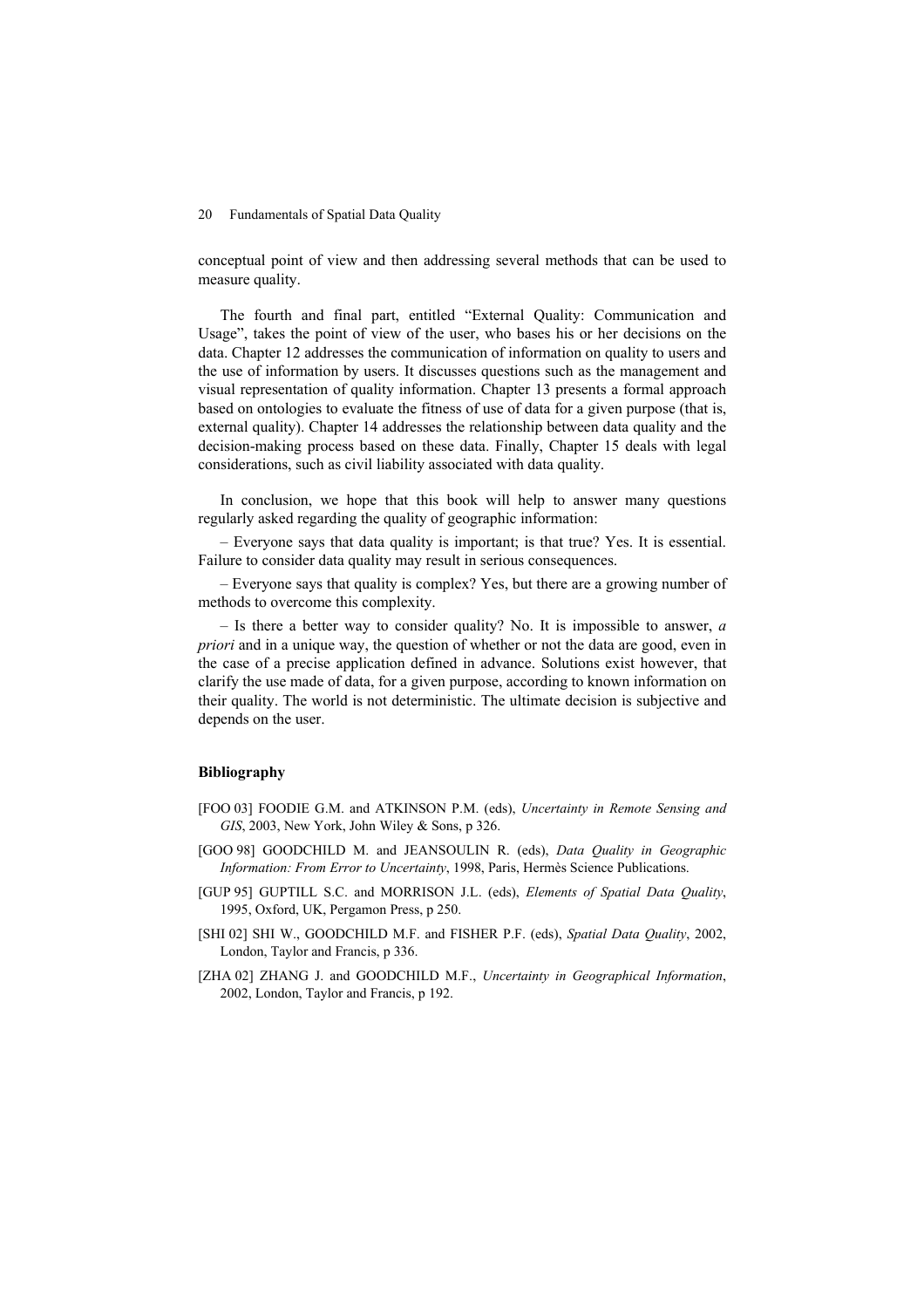conceptual point of view and then addressing several methods that can be used to measure quality.

The fourth and final part, entitled "External Quality: Communication and Usage", takes the point of view of the user, who bases his or her decisions on the data. Chapter 12 addresses the communication of information on quality to users and the use of information by users. It discusses questions such as the management and visual representation of quality information. Chapter 13 presents a formal approach based on ontologies to evaluate the fitness of use of data for a given purpose (that is, external quality). Chapter 14 addresses the relationship between data quality and the decision-making process based on these data. Finally, Chapter 15 deals with legal considerations, such as civil liability associated with data quality.

In conclusion, we hope that this book will help to answer many questions regularly asked regarding the quality of geographic information:

– Everyone says that data quality is important; is that true? Yes. It is essential. Failure to consider data quality may result in serious consequences.

– Everyone says that quality is complex? Yes, but there are a growing number of methods to overcome this complexity.

– Is there a better way to consider quality? No. It is impossible to answer, *a priori* and in a unique way, the question of whether or not the data are good, even in the case of a precise application defined in advance. Solutions exist however, that clarify the use made of data, for a given purpose, according to known information on their quality. The world is not deterministic. The ultimate decision is subjective and depends on the user.

## Bibliography

[FOO 03] FOODIE G.M. and ATKINSON P.M. (eds), *Uncertainty in Remote Sensing and GIS*, 2003, New York, John Wiley & Sons, p 326.

[GOO 98] GOODCHILD M. and JEANSOULIN R. (eds), *Data Quality in Geographic Information: From Error to Uncertainty*, 1998, Paris, Hermès Science Publications.

[GUP 95] GUPTILL S.C. and MORRISON J.L. (eds), *Elements of Spatial Data Quality*, 1995, Oxford, UK, Pergamon Press, p 250.

[SHI 02] SHI W., GOODCHILD M.F. and FISHER P.F. (eds), *Spatial Data Quality*, 2002, London, Taylor and Francis, p 336.

[ZHA 02] ZHANG J. and GOODCHILD M.F., *Uncertainty in Geographical Information*, 2002, London, Taylor and Francis, p 192.